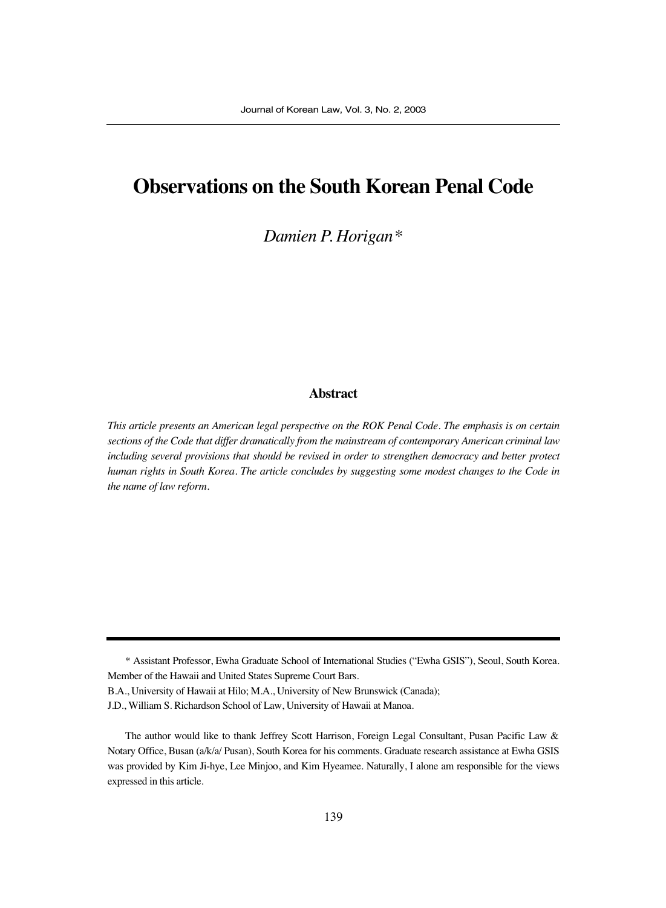# Observations on the South Korean Penal Code

*Damien P. Horigan**

## Abstract

*This article presents an American legal perspective on the ROK Penal Code. The emphasis is on certain sections of the Code that differ dramatically from the mainstream of contemporary American criminal law including several provisions that should be revised in order to strengthen democracy and better protect human rights in South Korea. The article concludes by suggesting some modest changes to the Code in the name of law reform.*

---

\* Assistant Professor, Ewha Graduate School of International Studies ("Ewha GSIS"), Seoul, South Korea. Member of the Hawaii and United States Supreme Court Bars.

B.A., University of Hawaii at Hilo; M.A., University of New Brunswick (Canada);

J.D., William S. Richardson School of Law, University of Hawaii at Manoa.

The author would like to thank Jeffrey Scott Harrison, Foreign Legal Consultant, Pusan Pacific Law & Notary Office, Busan (a/k/a/ Pusan), South Korea for his comments. Graduate research assistance at Ewha GSIS was provided by Kim Ji-hye, Lee Minjoo, and Kim Hyeamee. Naturally, I alone am responsible for the views expressed in this article.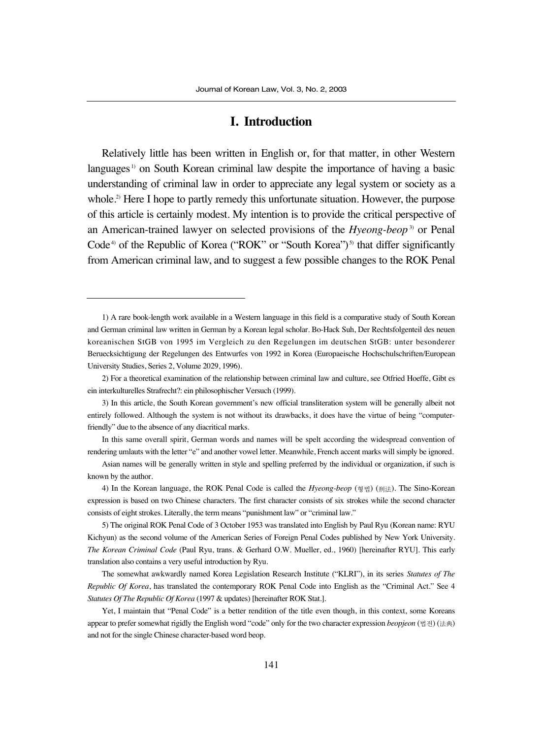# I. Introduction

Relatively little has been written in English or, for that matter, in other Western languages[1] on South Korean criminal law despite the importance of having a basic understanding of criminal law in order to appreciate any legal system or society as a whole.[2] Here I hope to partly remedy this unfortunate situation. However, the purpose of this article is certainly modest. My intention is to provide the critical perspective of an American-trained lawyer on selected provisions of the *Hyeong-beop*[3] or Penal Code[4] of the Republic of Korea ("ROK" or "South Korea")[5] that differ significantly from American criminal law, and to suggest a few possible changes to the ROK Penal

---

1) A rare book-length work available in a Western language in this field is a comparative study of South Korean and German criminal law written in German by a Korean legal scholar. Bo-Hack Suh, Der Rechtsfolgenteil des neuen koreanischen StGB von 1995 im Vergleich zu den Regelungen im deutschen StGB: unter besonderer Beruecksichtigung der Regelungen des Entwurfes von 1992 in Korea (Europaeische Hochschulschriften/European University Studies, Series 2, Volume 2029, 1996).

2) For a theoretical examination of the relationship between criminal law and culture, see Otfried Hoeffe, Gibt es ein interkulturelles Strafrecht?: ein philosophischer Versuch (1999).

3) In this article, the South Korean government's new official transliteration system will be generally albeit not entirely followed. Although the system is not without its drawbacks, it does have the virtue of being "computer-friendly" due to the absence of any diacritical marks.

In this same overall spirit, German words and names will be spelt according the widespread convention of rendering umlauts with the letter "e" and another vowel letter. Meanwhile, French accent marks will simply be ignored.

Asian names will be generally written in style and spelling preferred by the individual or organization, if such is known by the author.

4) In the Korean language, the ROK Penal Code is called the *Hyeong-beop* (형법) (刑法). The Sino-Korean expression is based on two Chinese characters. The first character consists of six strokes while the second character consists of eight strokes. Literally, the term means "punishment law" or "criminal law."

5) The original ROK Penal Code of 3 October 1953 was translated into English by Paul Ryu (Korean name: RYU Kichyun) as the second volume of the American Series of Foreign Penal Codes published by New York University. *The Korean Criminal Code* (Paul Ryu, trans. & Gerhard O.W. Mueller, ed., 1960) [hereinafter RYU]. This early translation also contains a very useful introduction by Ryu.

The somewhat awkwardly named Korea Legislation Research Institute ("KLRI"), in its series *Statutes of The Republic Of Korea*, has translated the contemporary ROK Penal Code into English as the "Criminal Act." See 4 *Statutes Of The Republic Of Korea* (1997 & updates) [hereinafter ROK Stat.].

Yet, I maintain that "Penal Code" is a better rendition of the title even though, in this context, some Koreans appear to prefer somewhat rigidly the English word "code" only for the two character expression *beopjeon* (법전) (法典) and not for the single Chinese character-based word beop.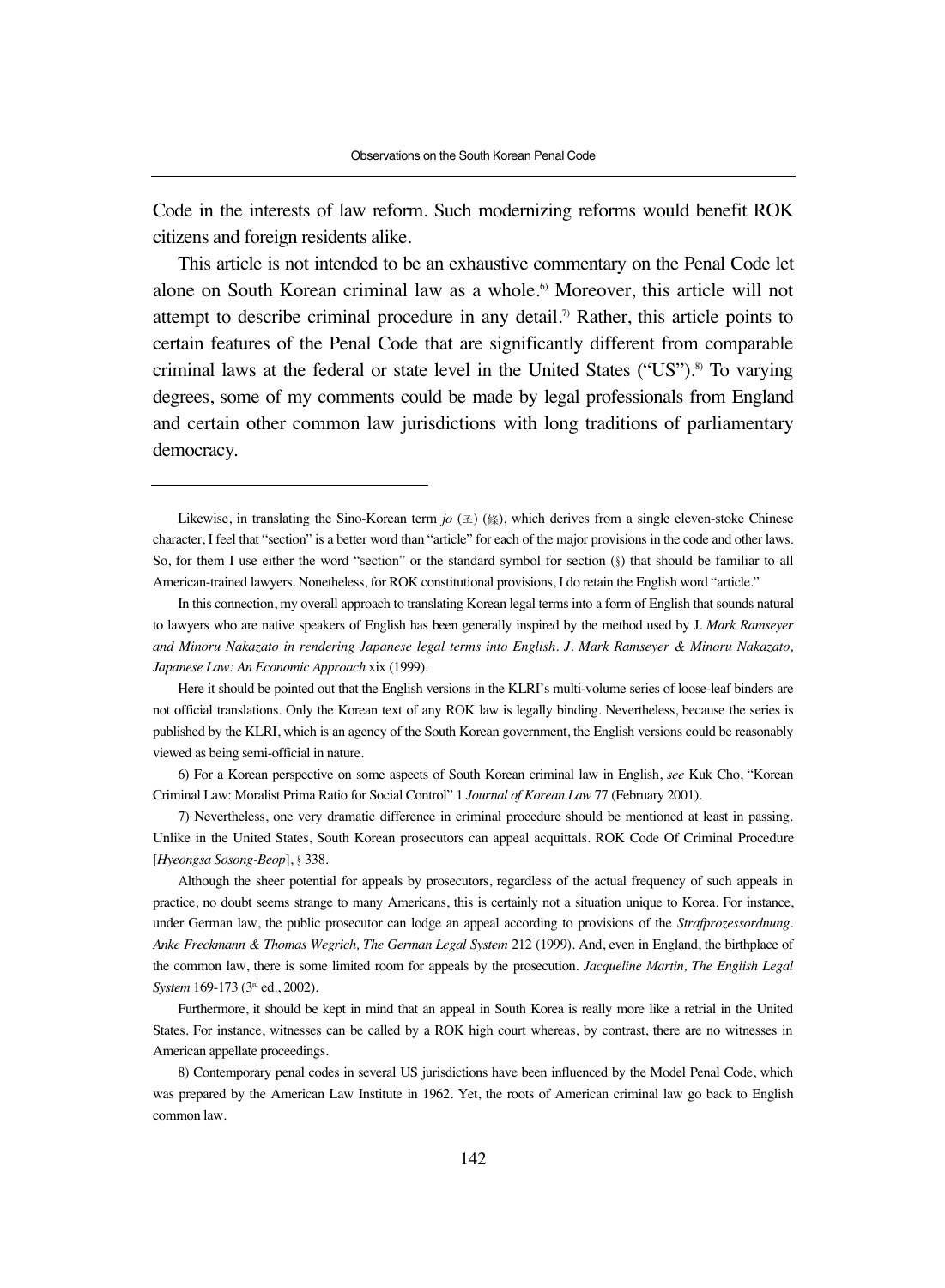Code in the interests of law reform. Such modernizing reforms would benefit ROK citizens and foreign residents alike.

This article is not intended to be an exhaustive commentary on the Penal Code let alone on South Korean criminal law as a whole.[6] Moreover, this article will not attempt to describe criminal procedure in any detail.[7] Rather, this article points to certain features of the Penal Code that are significantly different from comparable criminal laws at the federal or state level in the United States ("US").[8] To varying degrees, some of my comments could be made by legal professionals from England and certain other common law jurisdictions with long traditions of parliamentary democracy.

---

Likewise, in translating the Sino-Korean term *jo* (조) (條), which derives from a single eleven-stoke Chinese character, I feel that "section" is a better word than "article" for each of the major provisions in the code and other laws. So, for them I use either the word "section" or the standard symbol for section (§) that should be familiar to all American-trained lawyers. Nonetheless, for ROK constitutional provisions, I do retain the English word "article."

In this connection, my overall approach to translating Korean legal terms into a form of English that sounds natural to lawyers who are native speakers of English has been generally inspired by the method used by J. *Mark Ramseyer and Minoru Nakazato in rendering Japanese legal terms into English*. *J. Mark Ramseyer & Minoru Nakazato, Japanese Law: An Economic Approach* xix (1999).

Here it should be pointed out that the English versions in the KLRI's multi-volume series of loose-leaf binders are not official translations. Only the Korean text of any ROK law is legally binding. Nevertheless, because the series is published by the KLRI, which is an agency of the South Korean government, the English versions could be reasonably viewed as being semi-official in nature.

6) For a Korean perspective on some aspects of South Korean criminal law in English, *see* Kuk Cho, "Korean Criminal Law: Moralist Prima Ratio for Social Control" 1 *Journal of Korean Law* 77 (February 2001).

7) Nevertheless, one very dramatic difference in criminal procedure should be mentioned at least in passing. Unlike in the United States, South Korean prosecutors can appeal acquittals. ROK Code Of Criminal Procedure [*Hyeongsa Sosong-Beop*], § 338.

Although the sheer potential for appeals by prosecutors, regardless of the actual frequency of such appeals in practice, no doubt seems strange to many Americans, this is certainly not a situation unique to Korea. For instance, under German law, the public prosecutor can lodge an appeal according to provisions of the *Strafprozessordnung*. *Anke Freckmann & Thomas Wegrich, The German Legal System* 212 (1999). And, even in England, the birthplace of the common law, there is some limited room for appeals by the prosecution. *Jacqueline Martin, The English Legal System* 169-173 (3rd ed., 2002).

Furthermore, it should be kept in mind that an appeal in South Korea is really more like a retrial in the United States. For instance, witnesses can be called by a ROK high court whereas, by contrast, there are no witnesses in American appellate proceedings.

8) Contemporary penal codes in several US jurisdictions have been influenced by the Model Penal Code, which was prepared by the American Law Institute in 1962. Yet, the roots of American criminal law go back to English common law.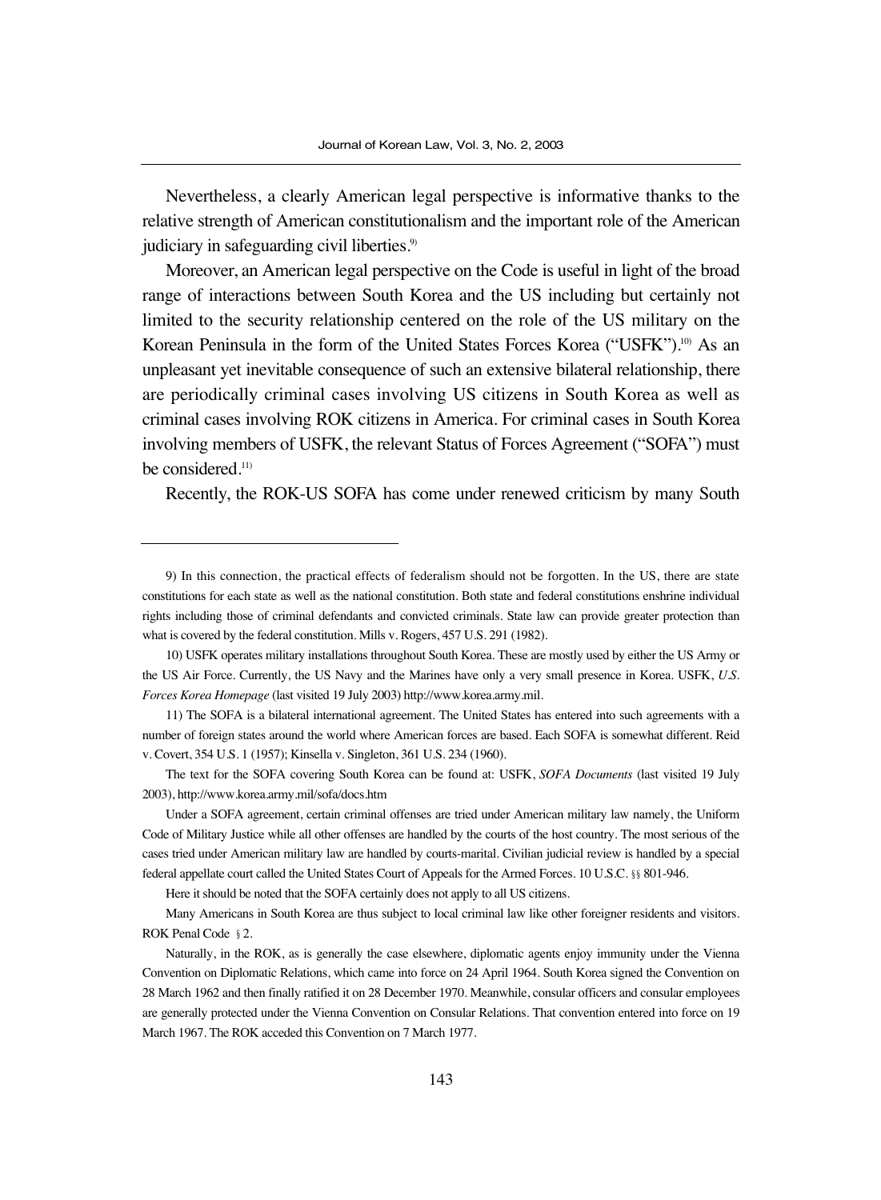Nevertheless, a clearly American legal perspective is informative thanks to the relative strength of American constitutionalism and the important role of the American judiciary in safeguarding civil liberties.[9]

Moreover, an American legal perspective on the Code is useful in light of the broad range of interactions between South Korea and the US including but certainly not limited to the security relationship centered on the role of the US military on the Korean Peninsula in the form of the United States Forces Korea ("USFK").[10] As an unpleasant yet inevitable consequence of such an extensive bilateral relationship, there are periodically criminal cases involving US citizens in South Korea as well as criminal cases involving ROK citizens in America. For criminal cases in South Korea involving members of USFK, the relevant Status of Forces Agreement ("SOFA") must be considered.[11]

Recently, the ROK-US SOFA has come under renewed criticism by many South

---

9) In this connection, the practical effects of federalism should not be forgotten. In the US, there are state constitutions for each state as well as the national constitution. Both state and federal constitutions enshrine individual rights including those of criminal defendants and convicted criminals. State law can provide greater protection than what is covered by the federal constitution. Mills v. Rogers, 457 U.S. 291 (1982).

10) USFK operates military installations throughout South Korea. These are mostly used by either the US Army or the US Air Force. Currently, the US Navy and the Marines have only a very small presence in Korea. USFK, *U.S. Forces Korea Homepage* (last visited 19 July 2003) http://www.korea.army.mil.

11) The SOFA is a bilateral international agreement. The United States has entered into such agreements with a number of foreign states around the world where American forces are based. Each SOFA is somewhat different. Reid v. Covert, 354 U.S. 1 (1957); Kinsella v. Singleton, 361 U.S. 234 (1960).

The text for the SOFA covering South Korea can be found at: USFK, *SOFA Documents* (last visited 19 July 2003), http://www.korea.army.mil/sofa/docs.htm

Under a SOFA agreement, certain criminal offenses are tried under American military law namely, the Uniform Code of Military Justice while all other offenses are handled by the courts of the host country. The most serious of the cases tried under American military law are handled by courts-marital. Civilian judicial review is handled by a special federal appellate court called the United States Court of Appeals for the Armed Forces. 10 U.S.C. §§ 801-946.

Here it should be noted that the SOFA certainly does not apply to all US citizens.

Many Americans in South Korea are thus subject to local criminal law like other foreigner residents and visitors. ROK Penal Code § 2.

Naturally, in the ROK, as is generally the case elsewhere, diplomatic agents enjoy immunity under the Vienna Convention on Diplomatic Relations, which came into force on 24 April 1964. South Korea signed the Convention on 28 March 1962 and then finally ratified it on 28 December 1970. Meanwhile, consular officers and consular employees are generally protected under the Vienna Convention on Consular Relations. That convention entered into force on 19 March 1967. The ROK acceded this Convention on 7 March 1977.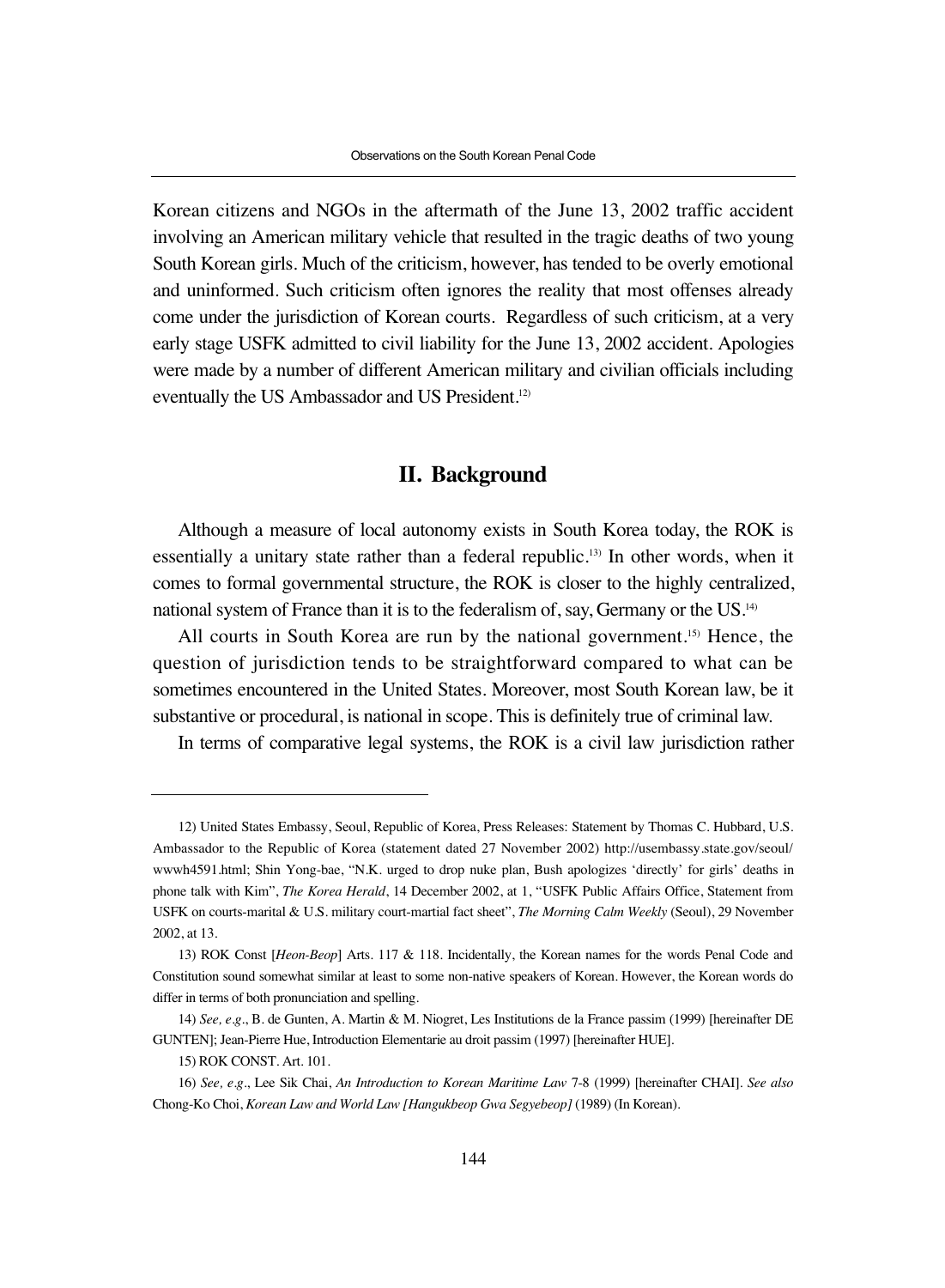Korean citizens and NGOs in the aftermath of the June 13, 2002 traffic accident involving an American military vehicle that resulted in the tragic deaths of two young South Korean girls. Much of the criticism, however, has tended to be overly emotional and uninformed. Such criticism often ignores the reality that most offenses already come under the jurisdiction of Korean courts. Regardless of such criticism, at a very early stage USFK admitted to civil liability for the June 13, 2002 accident. Apologies were made by a number of different American military and civilian officials including eventually the US Ambassador and US President.[12]

## II. Background

Although a measure of local autonomy exists in South Korea today, the ROK is essentially a unitary state rather than a federal republic.[13] In other words, when it comes to formal governmental structure, the ROK is closer to the highly centralized, national system of France than it is to the federalism of, say, Germany or the US.[14]

All courts in South Korea are run by the national government.[15] Hence, the question of jurisdiction tends to be straightforward compared to what can be sometimes encountered in the United States. Moreover, most South Korean law, be it substantive or procedural, is national in scope. This is definitely true of criminal law.

In terms of comparative legal systems, the ROK is a civil law jurisdiction rather

---

12) United States Embassy, Seoul, Republic of Korea, Press Releases: Statement by Thomas C. Hubbard, U.S. Ambassador to the Republic of Korea (statement dated 27 November 2002) http://usembassy.state.gov/seoul/wwwh4591.html; Shin Yong-bae, "N.K. urged to drop nuke plan, Bush apologizes 'directly' for girls' deaths in phone talk with Kim", *The Korea Herald*, 14 December 2002, at 1, "USFK Public Affairs Office, Statement from USFK on courts-marital & U.S. military court-martial fact sheet", *The Morning Calm Weekly* (Seoul), 29 November 2002, at 13.

13) ROK Const [*Heon-Beop*] Arts. 117 & 118. Incidentally, the Korean names for the words Penal Code and Constitution sound somewhat similar at least to some non-native speakers of Korean. However, the Korean words do differ in terms of both pronunciation and spelling.

14) *See, e.g*., B. de Gunten, A. Martin & M. Niogret, Les Institutions de la France passim (1999) [hereinafter DE GUNTEN]; Jean-Pierre Hue, Introduction Elementarie au droit passim (1997) [hereinafter HUE].

15) ROK CONST. Art. 101.

16) *See, e.g*., Lee Sik Chai, *An Introduction to Korean Maritime Law* 7-8 (1999) [hereinafter CHAI]. *See also* Chong-Ko Choi, *Korean Law and World Law [Hangukbeop Gwa Segyebeop]* (1989) (In Korean).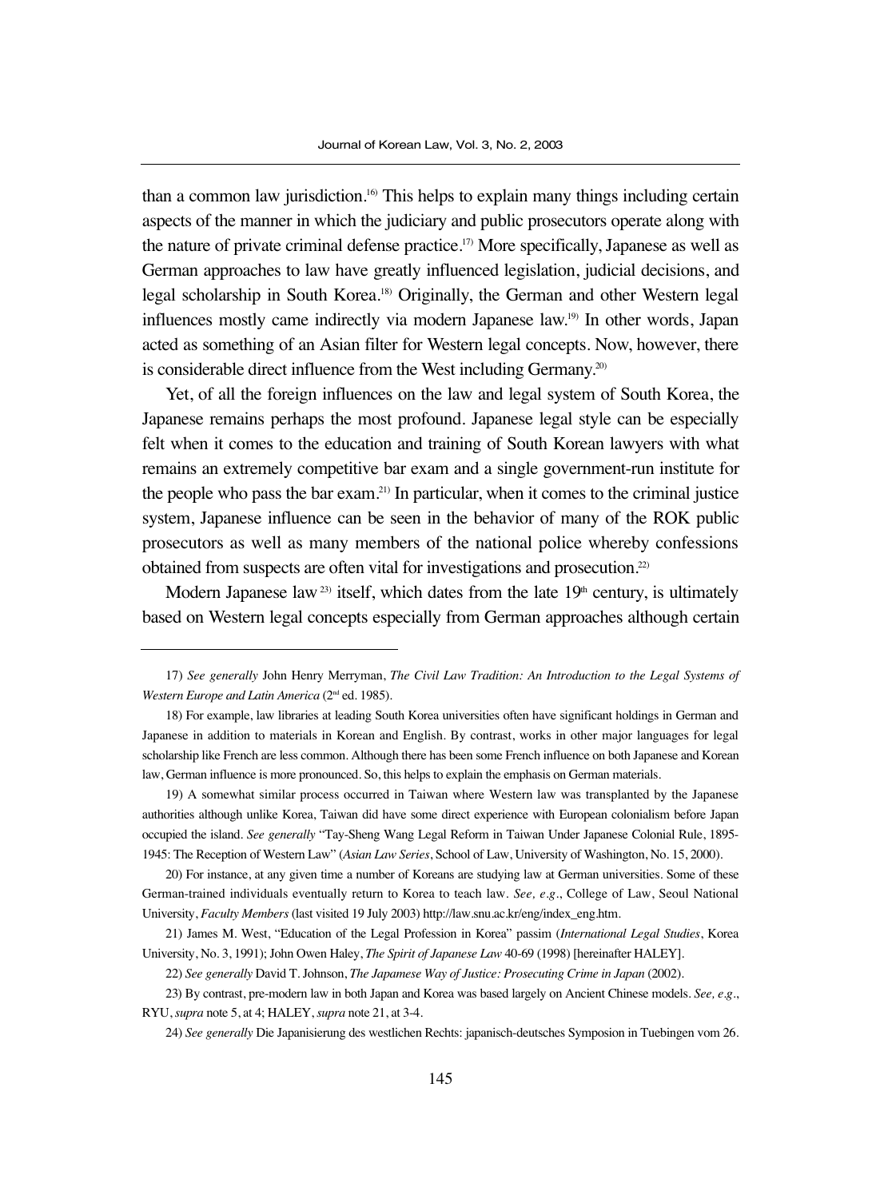than a common law jurisdiction.[16] This helps to explain many things including certain aspects of the manner in which the judiciary and public prosecutors operate along with the nature of private criminal defense practice.[17] More specifically, Japanese as well as German approaches to law have greatly influenced legislation, judicial decisions, and legal scholarship in South Korea.[18] Originally, the German and other Western legal influences mostly came indirectly via modern Japanese law.[19] In other words, Japan acted as something of an Asian filter for Western legal concepts. Now, however, there is considerable direct influence from the West including Germany.[20]

Yet, of all the foreign influences on the law and legal system of South Korea, the Japanese remains perhaps the most profound. Japanese legal style can be especially felt when it comes to the education and training of South Korean lawyers with what remains an extremely competitive bar exam and a single government-run institute for the people who pass the bar exam.[21] In particular, when it comes to the criminal justice system, Japanese influence can be seen in the behavior of many of the ROK public prosecutors as well as many members of the national police whereby confessions obtained from suspects are often vital for investigations and prosecution.[22]

Modern Japanese law[23] itself, which dates from the late 19th century, is ultimately based on Western legal concepts especially from German approaches although certain

---

17) *See generally* John Henry Merryman, *The Civil Law Tradition: An Introduction to the Legal Systems of Western Europe and Latin America* (2nd ed. 1985).

18) For example, law libraries at leading South Korea universities often have significant holdings in German and Japanese in addition to materials in Korean and English. By contrast, works in other major languages for legal scholarship like French are less common. Although there has been some French influence on both Japanese and Korean law, German influence is more pronounced. So, this helps to explain the emphasis on German materials.

19) A somewhat similar process occurred in Taiwan where Western law was transplanted by the Japanese authorities although unlike Korea, Taiwan did have some direct experience with European colonialism before Japan occupied the island. *See generally* "Tay-Sheng Wang Legal Reform in Taiwan Under Japanese Colonial Rule, 1895-1945: The Reception of Western Law" (*Asian Law Series*, School of Law, University of Washington, No. 15, 2000).

20) For instance, at any given time a number of Koreans are studying law at German universities. Some of these German-trained individuals eventually return to Korea to teach law. *See, e.g.*, College of Law, Seoul National University, *Faculty Members* (last visited 19 July 2003) http://law.snu.ac.kr/eng/index_eng.htm.

21) James M. West, "Education of the Legal Profession in Korea" passim (*International Legal Studies*, Korea University, No. 3, 1991); John Owen Haley, *The Spirit of Japanese Law* 40-69 (1998) [hereinafter HALEY].

22) *See generally* David T. Johnson, *The Japamese Way of Justice: Prosecuting Crime in Japan* (2002).

23) By contrast, pre-modern law in both Japan and Korea was based largely on Ancient Chinese models. *See, e.g.*, RYU, *supra* note 5, at 4; HALEY, *supra* note 21, at 3-4.

24) *See generally* Die Japanisierung des westlichen Rechts: japanisch-deutsches Symposion in Tuebingen vom 26.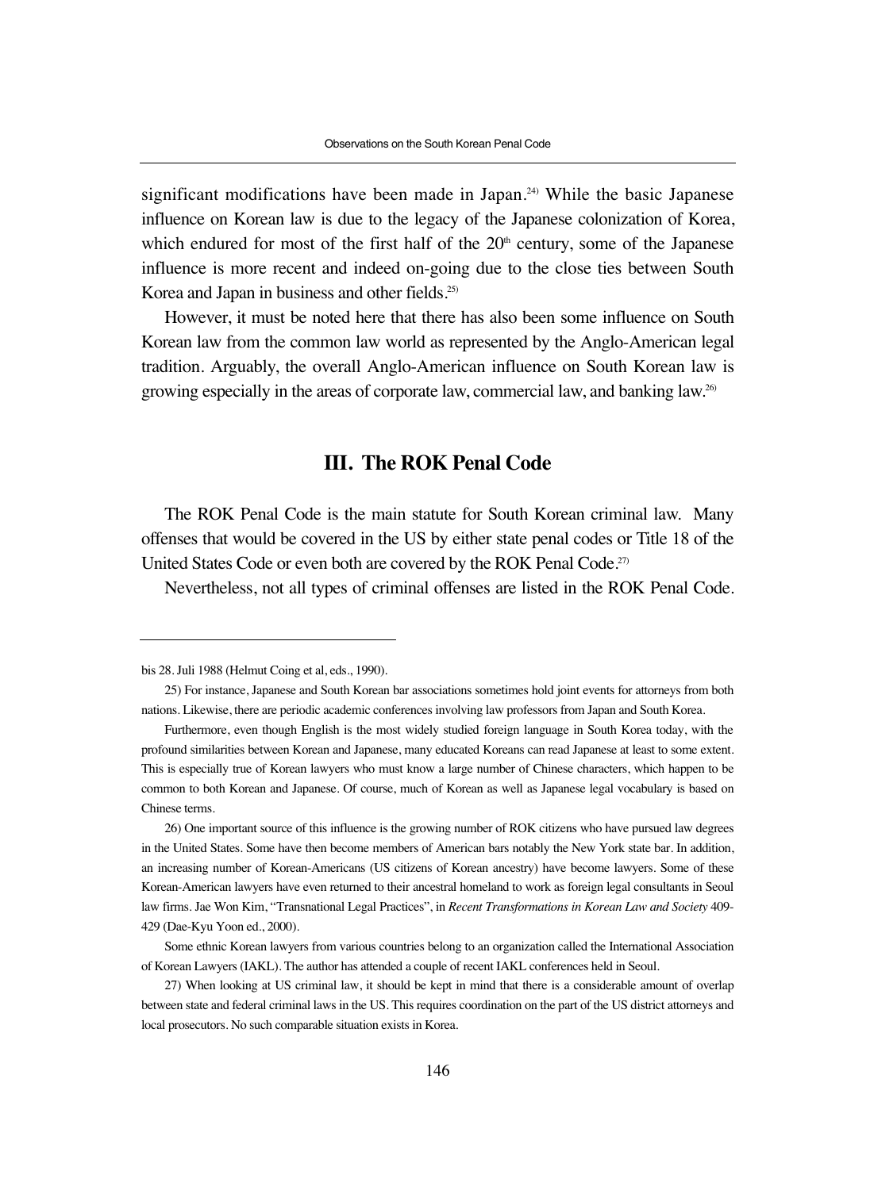significant modifications have been made in Japan.[24] While the basic Japanese influence on Korean law is due to the legacy of the Japanese colonization of Korea, which endured for most of the first half of the 20th century, some of the Japanese influence is more recent and indeed on-going due to the close ties between South Korea and Japan in business and other fields.[25]

However, it must be noted here that there has also been some influence on South Korean law from the common law world as represented by the Anglo-American legal tradition. Arguably, the overall Anglo-American influence on South Korean law is growing especially in the areas of corporate law, commercial law, and banking law.[26]

## III. The ROK Penal Code

The ROK Penal Code is the main statute for South Korean criminal law. Many offenses that would be covered in the US by either state penal codes or Title 18 of the United States Code or even both are covered by the ROK Penal Code.[27]

Nevertheless, not all types of criminal offenses are listed in the ROK Penal Code.

---

bis 28. Juli 1988 (Helmut Coing et al, eds., 1990).

25) For instance, Japanese and South Korean bar associations sometimes hold joint events for attorneys from both nations. Likewise, there are periodic academic conferences involving law professors from Japan and South Korea.

Furthermore, even though English is the most widely studied foreign language in South Korea today, with the profound similarities between Korean and Japanese, many educated Koreans can read Japanese at least to some extent. This is especially true of Korean lawyers who must know a large number of Chinese characters, which happen to be common to both Korean and Japanese. Of course, much of Korean as well as Japanese legal vocabulary is based on Chinese terms.

26) One important source of this influence is the growing number of ROK citizens who have pursued law degrees in the United States. Some have then become members of American bars notably the New York state bar. In addition, an increasing number of Korean-Americans (US citizens of Korean ancestry) have become lawyers. Some of these Korean-American lawyers have even returned to their ancestral homeland to work as foreign legal consultants in Seoul law firms. Jae Won Kim, "Transnational Legal Practices", in *Recent Transformations in Korean Law and Society* 409-429 (Dae-Kyu Yoon ed., 2000).

Some ethnic Korean lawyers from various countries belong to an organization called the International Association of Korean Lawyers (IAKL). The author has attended a couple of recent IAKL conferences held in Seoul.

27) When looking at US criminal law, it should be kept in mind that there is a considerable amount of overlap between state and federal criminal laws in the US. This requires coordination on the part of the US district attorneys and local prosecutors. No such comparable situation exists in Korea.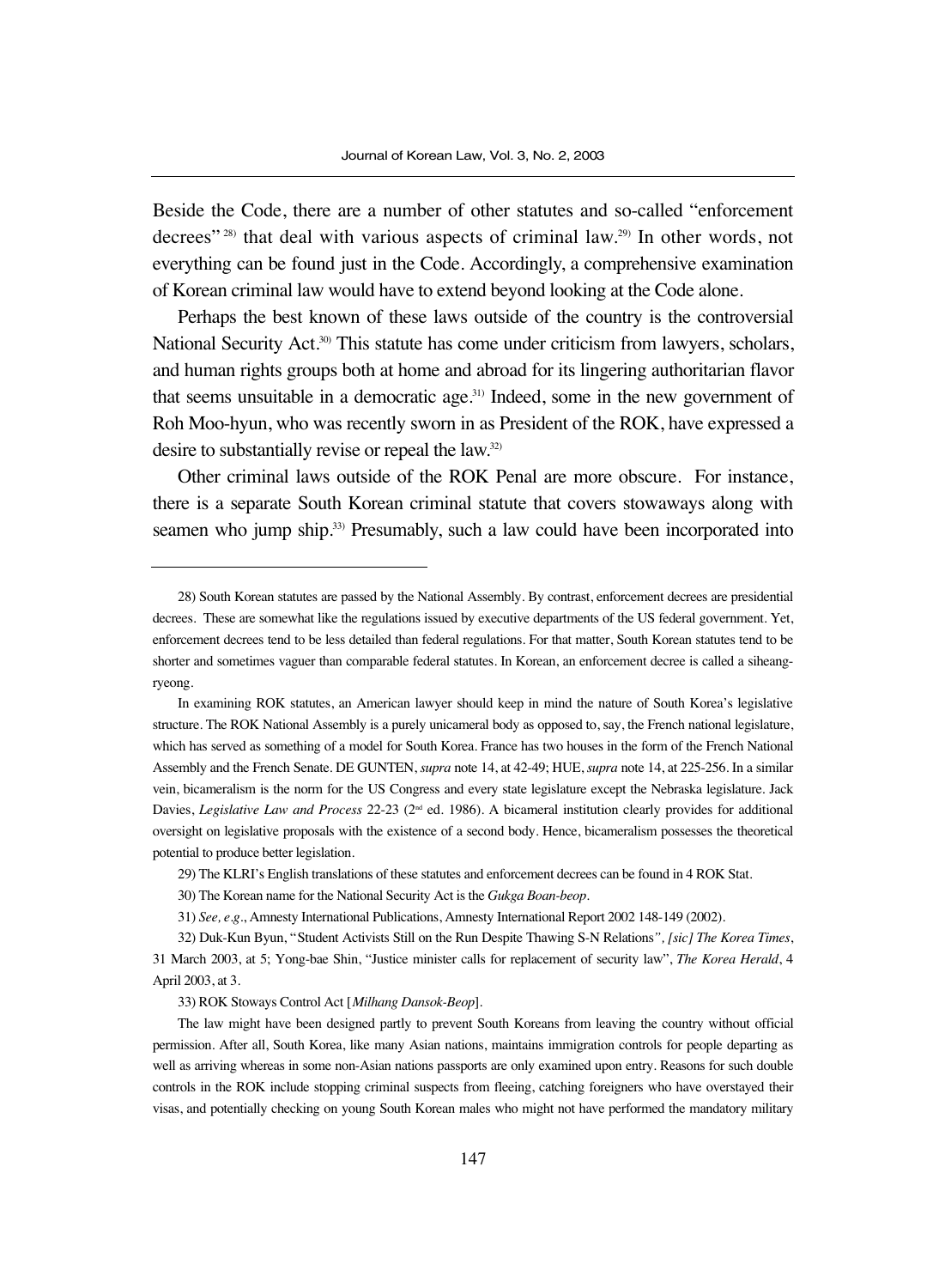Beside the Code, there are a number of other statutes and so-called "enforcement decrees"[28] that deal with various aspects of criminal law.[29] In other words, not everything can be found just in the Code. Accordingly, a comprehensive examination of Korean criminal law would have to extend beyond looking at the Code alone.

Perhaps the best known of these laws outside of the country is the controversial National Security Act.[30] This statute has come under criticism from lawyers, scholars, and human rights groups both at home and abroad for its lingering authoritarian flavor that seems unsuitable in a democratic age.[31] Indeed, some in the new government of Roh Moo-hyun, who was recently sworn in as President of the ROK, have expressed a desire to substantially revise or repeal the law.[32]

Other criminal laws outside of the ROK Penal are more obscure. For instance, there is a separate South Korean criminal statute that covers stowaways along with seamen who jump ship.[33] Presumably, such a law could have been incorporated into

---

28) South Korean statutes are passed by the National Assembly. By contrast, enforcement decrees are presidential decrees. These are somewhat like the regulations issued by executive departments of the US federal government. Yet, enforcement decrees tend to be less detailed than federal regulations. For that matter, South Korean statutes tend to be shorter and sometimes vaguer than comparable federal statutes. In Korean, an enforcement decree is called a siheang-ryeong.

In examining ROK statutes, an American lawyer should keep in mind the nature of South Korea's legislative structure. The ROK National Assembly is a purely unicameral body as opposed to, say, the French national legislature, which has served as something of a model for South Korea. France has two houses in the form of the French National Assembly and the French Senate. DE GUNTEN, *supra* note 14, at 42-49; HUE, *supra* note 14, at 225-256. In a similar vein, bicameralism is the norm for the US Congress and every state legislature except the Nebraska legislature. Jack Davies, *Legislative Law and Process* 22-23 (2nd ed. 1986). A bicameral institution clearly provides for additional oversight on legislative proposals with the existence of a second body. Hence, bicameralism possesses the theoretical potential to produce better legislation.

29) The KLRI's English translations of these statutes and enforcement decrees can be found in 4 ROK Stat.

30) The Korean name for the National Security Act is the *Gukga Boan-beop*.

31) *See, e.g*., Amnesty International Publications, Amnesty International Report 2002 148-149 (2002).

32) Duk-Kun Byun, "Student Activists Still on the Run Despite Thawing S-N Relations*", [sic] The Korea Times*, 31 March 2003, at 5; Yong-bae Shin, "Justice minister calls for replacement of security law", *The Korea Herald*, 4 April 2003, at 3.

33) ROK Stoways Control Act [*Milhang Dansok-Beop*].

The law might have been designed partly to prevent South Koreans from leaving the country without official permission. After all, South Korea, like many Asian nations, maintains immigration controls for people departing as well as arriving whereas in some non-Asian nations passports are only examined upon entry. Reasons for such double controls in the ROK include stopping criminal suspects from fleeing, catching foreigners who have overstayed their visas, and potentially checking on young South Korean males who might not have performed the mandatory military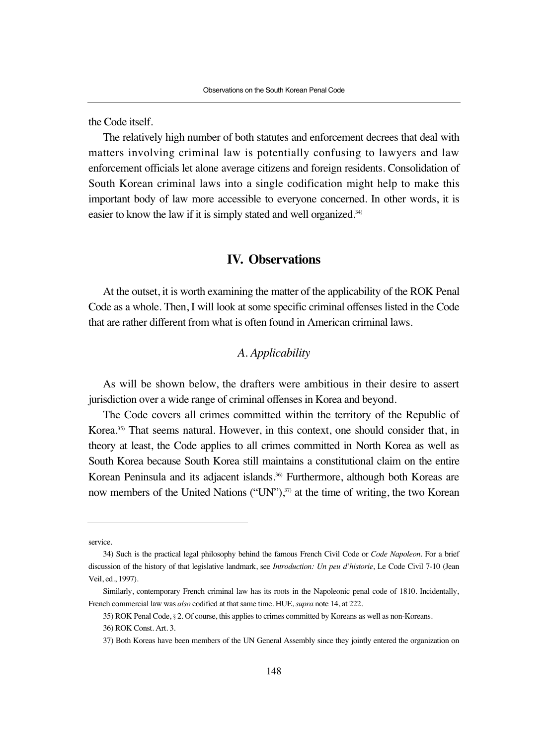the Code itself.

The relatively high number of both statutes and enforcement decrees that deal with matters involving criminal law is potentially confusing to lawyers and law enforcement officials let alone average citizens and foreign residents. Consolidation of South Korean criminal laws into a single codification might help to make this important body of law more accessible to everyone concerned. In other words, it is easier to know the law if it is simply stated and well organized.[34)]

## IV. Observations

At the outset, it is worth examining the matter of the applicability of the ROK Penal Code as a whole. Then, I will look at some specific criminal offenses listed in the Code that are rather different from what is often found in American criminal laws.

### *A. Applicability*

As will be shown below, the drafters were ambitious in their desire to assert jurisdiction over a wide range of criminal offenses in Korea and beyond.

The Code covers all crimes committed within the territory of the Republic of Korea.[35)] That seems natural. However, in this context, one should consider that, in theory at least, the Code applies to all crimes committed in North Korea as well as South Korea because South Korea still maintains a constitutional claim on the entire Korean Peninsula and its adjacent islands.[36)] Furthermore, although both Koreas are now members of the United Nations ("UN"),[37)] at the time of writing, the two Korean

---

service.

34) Such is the practical legal philosophy behind the famous French Civil Code or *Code Napoleon*. For a brief discussion of the history of that legislative landmark, see *Introduction: Un peu d'historie*, Le Code Civil 7-10 (Jean Veil, ed., 1997).

Similarly, contemporary French criminal law has its roots in the Napoleonic penal code of 1810. Incidentally, French commercial law was *also* codified at that same time. HUE, *supra* note 14, at 222.

35) ROK Penal Code, § 2. Of course, this applies to crimes committed by Koreans as well as non-Koreans.

36) ROK Const. Art. 3.

37) Both Koreas have been members of the UN General Assembly since they jointly entered the organization on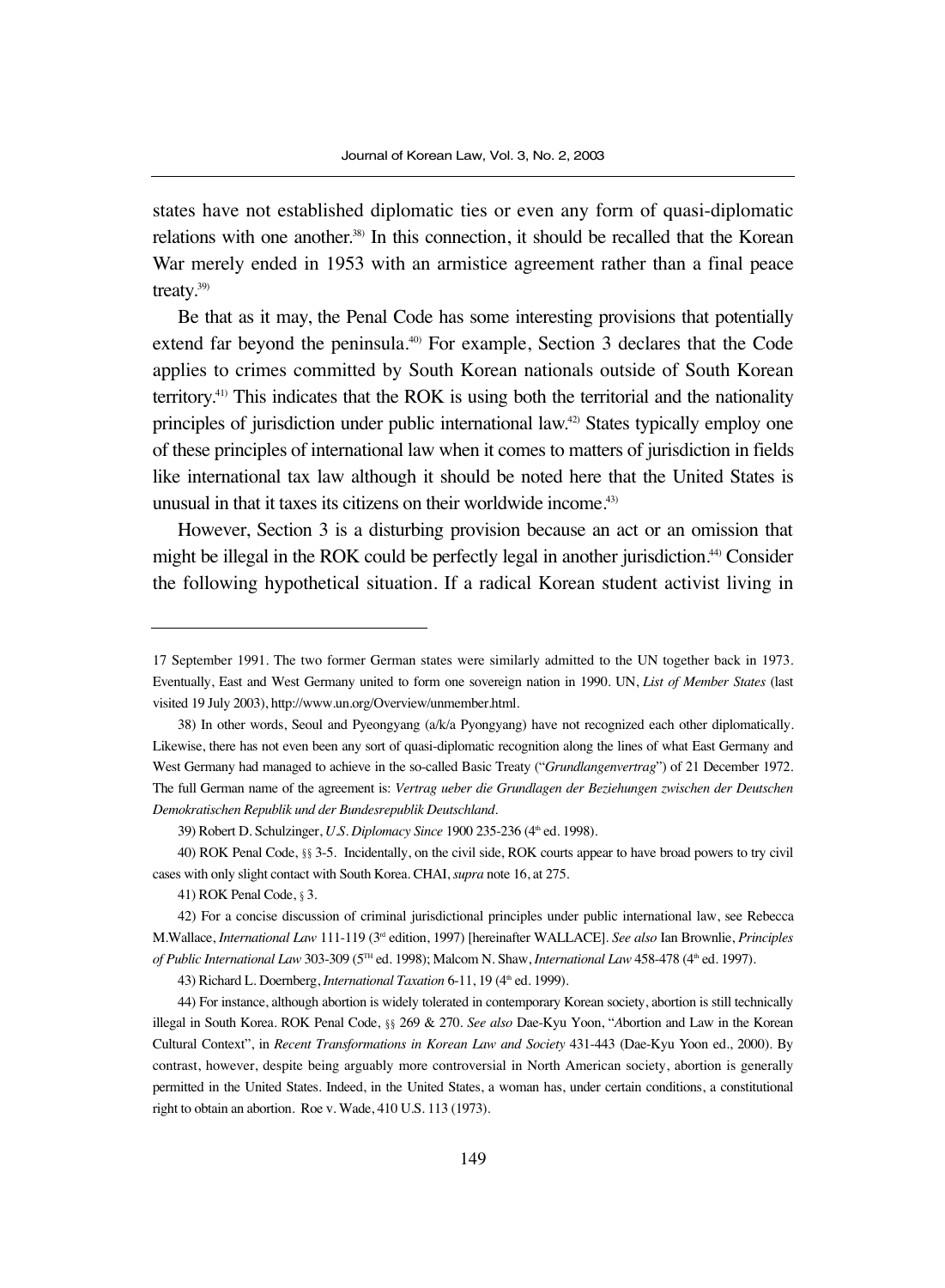states have not established diplomatic ties or even any form of quasi-diplomatic relations with one another.[38] In this connection, it should be recalled that the Korean War merely ended in 1953 with an armistice agreement rather than a final peace treaty.[39]

Be that as it may, the Penal Code has some interesting provisions that potentially extend far beyond the peninsula.[40] For example, Section 3 declares that the Code applies to crimes committed by South Korean nationals outside of South Korean territory.[41] This indicates that the ROK is using both the territorial and the nationality principles of jurisdiction under public international law.[42] States typically employ one of these principles of international law when it comes to matters of jurisdiction in fields like international tax law although it should be noted here that the United States is unusual in that it taxes its citizens on their worldwide income.[43]

However, Section 3 is a disturbing provision because an act or an omission that might be illegal in the ROK could be perfectly legal in another jurisdiction.[44] Consider the following hypothetical situation. If a radical Korean student activist living in

---

17 September 1991. The two former German states were similarly admitted to the UN together back in 1973. Eventually, East and West Germany united to form one sovereign nation in 1990. UN, *List of Member States* (last visited 19 July 2003), http://www.un.org/Overview/unmember.html.

38) In other words, Seoul and Pyeongyang (a/k/a Pyongyang) have not recognized each other diplomatically. Likewise, there has not even been any sort of quasi-diplomatic recognition along the lines of what East Germany and West Germany had managed to achieve in the so-called Basic Treaty ("*Grundlangenvertrag*") of 21 December 1972. The full German name of the agreement is: *Vertrag ueber die Grundlagen der Beziehungen zwischen der Deutschen Demokratischen Republik und der Bundesrepublik Deutschland*.

39) Robert D. Schulzinger, *U.S. Diplomacy Since* 1900 235-236 (4th ed. 1998).

40) ROK Penal Code, §§ 3-5. Incidentally, on the civil side, ROK courts appear to have broad powers to try civil cases with only slight contact with South Korea. CHAI, *supra* note 16, at 275.

41) ROK Penal Code, § 3.

42) For a concise discussion of criminal jurisdictional principles under public international law, see Rebecca M.Wallace, *International Law* 111-119 (3rd edition, 1997) [hereinafter WALLACE]. *See also* Ian Brownlie, *Principles of Public International Law* 303-309 (5TH ed. 1998); Malcom N. Shaw, *International Law* 458-478 (4th ed. 1997).

43) Richard L. Doernberg, *International Taxation* 6-11, 19 (4th ed. 1999).

44) For instance, although abortion is widely tolerated in contemporary Korean society, abortion is still technically illegal in South Korea. ROK Penal Code, §§ 269 & 270. *See also* Dae-Kyu Yoon, "Abortion and Law in the Korean Cultural Context", in *Recent Transformations in Korean Law and Society* 431-443 (Dae-Kyu Yoon ed., 2000). By contrast, however, despite being arguably more controversial in North American society, abortion is generally permitted in the United States. Indeed, in the United States, a woman has, under certain conditions, a constitutional right to obtain an abortion. Roe v. Wade, 410 U.S. 113 (1973).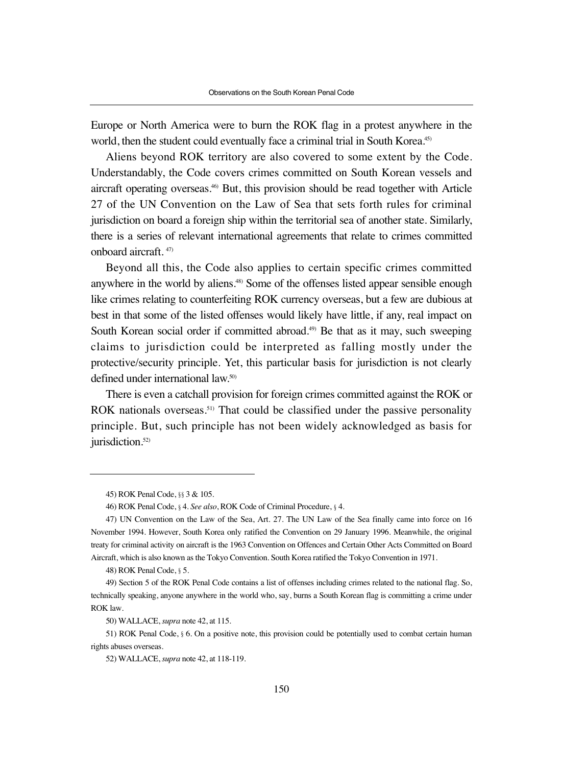Europe or North America were to burn the ROK flag in a protest anywhere in the world, then the student could eventually face a criminal trial in South Korea.[45]

Aliens beyond ROK territory are also covered to some extent by the Code. Understandably, the Code covers crimes committed on South Korean vessels and aircraft operating overseas.[46] But, this provision should be read together with Article 27 of the UN Convention on the Law of Sea that sets forth rules for criminal jurisdiction on board a foreign ship within the territorial sea of another state. Similarly, there is a series of relevant international agreements that relate to crimes committed onboard aircraft.[47]

Beyond all this, the Code also applies to certain specific crimes committed anywhere in the world by aliens.[48] Some of the offenses listed appear sensible enough like crimes relating to counterfeiting ROK currency overseas, but a few are dubious at best in that some of the listed offenses would likely have little, if any, real impact on South Korean social order if committed abroad.[49] Be that as it may, such sweeping claims to jurisdiction could be interpreted as falling mostly under the protective/security principle. Yet, this particular basis for jurisdiction is not clearly defined under international law.[50]

There is even a catchall provision for foreign crimes committed against the ROK or ROK nationals overseas.[51] That could be classified under the passive personality principle. But, such principle has not been widely acknowledged as basis for jurisdiction.[52]

---

45) ROK Penal Code, §§ 3 & 105.

46) ROK Penal Code, § 4. *See also*, ROK Code of Criminal Procedure, § 4.

47) UN Convention on the Law of the Sea, Art. 27. The UN Law of the Sea finally came into force on 16 November 1994. However, South Korea only ratified the Convention on 29 January 1996. Meanwhile, the original treaty for criminal activity on aircraft is the 1963 Convention on Offences and Certain Other Acts Committed on Board Aircraft, which is also known as the Tokyo Convention. South Korea ratified the Tokyo Convention in 1971.

48) ROK Penal Code, § 5.

49) Section 5 of the ROK Penal Code contains a list of offenses including crimes related to the national flag. So, technically speaking, anyone anywhere in the world who, say, burns a South Korean flag is committing a crime under ROK law.

50) WALLACE, *supra* note 42, at 115.

51) ROK Penal Code, § 6. On a positive note, this provision could be potentially used to combat certain human rights abuses overseas.

52) WALLACE, *supra* note 42, at 118-119.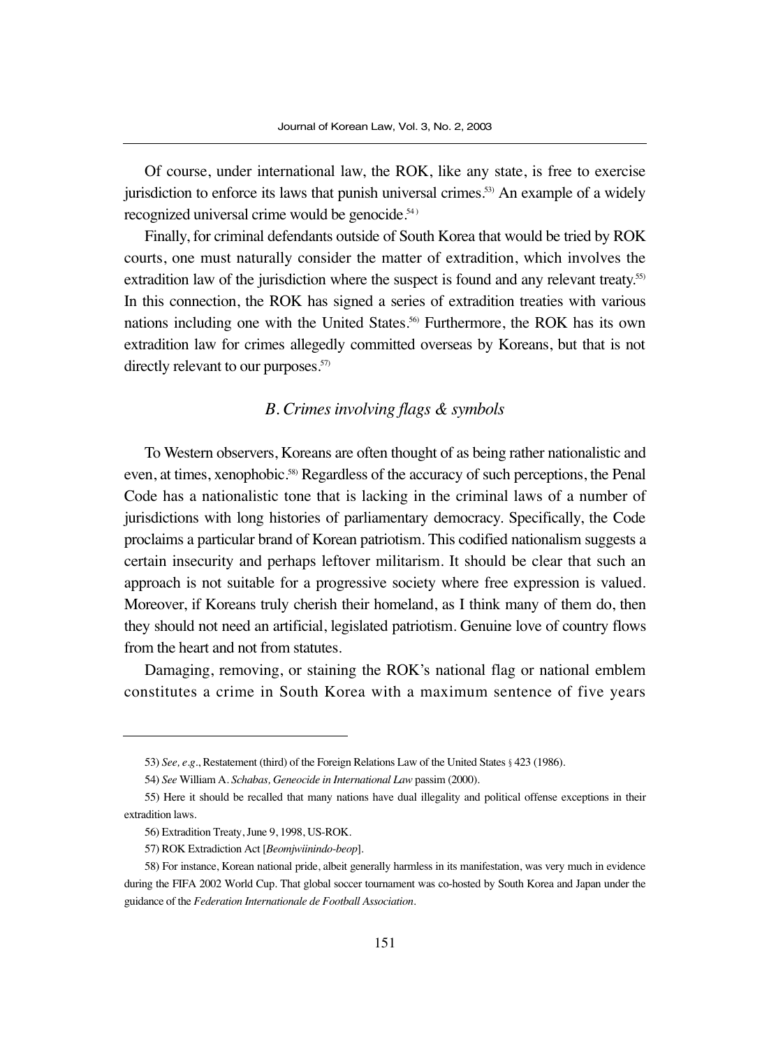Of course, under international law, the ROK, like any state, is free to exercise jurisdiction to enforce its laws that punish universal crimes.[53] An example of a widely recognized universal crime would be genocide.[54]

Finally, for criminal defendants outside of South Korea that would be tried by ROK courts, one must naturally consider the matter of extradition, which involves the extradition law of the jurisdiction where the suspect is found and any relevant treaty.[55] In this connection, the ROK has signed a series of extradition treaties with various nations including one with the United States.[56] Furthermore, the ROK has its own extradition law for crimes allegedly committed overseas by Koreans, but that is not directly relevant to our purposes.[57]

### *B. Crimes involving flags & symbols*

To Western observers, Koreans are often thought of as being rather nationalistic and even, at times, xenophobic.[58] Regardless of the accuracy of such perceptions, the Penal Code has a nationalistic tone that is lacking in the criminal laws of a number of jurisdictions with long histories of parliamentary democracy. Specifically, the Code proclaims a particular brand of Korean patriotism. This codified nationalism suggests a certain insecurity and perhaps leftover militarism. It should be clear that such an approach is not suitable for a progressive society where free expression is valued. Moreover, if Koreans truly cherish their homeland, as I think many of them do, then they should not need an artificial, legislated patriotism. Genuine love of country flows from the heart and not from statutes.

Damaging, removing, or staining the ROK's national flag or national emblem constitutes a crime in South Korea with a maximum sentence of five years

---

53) *See, e.g.*, Restatement (third) of the Foreign Relations Law of the United States § 423 (1986).

54) *See* William A. *Schabas, Geneocide in International Law* passim (2000).

55) Here it should be recalled that many nations have dual illegality and political offense exceptions in their extradition laws.

56) Extradition Treaty, June 9, 1998, US-ROK.

57) ROK Extradiction Act [*Beomjwiinindo-beop*].

58) For instance, Korean national pride, albeit generally harmless in its manifestation, was very much in evidence during the FIFA 2002 World Cup. That global soccer tournament was co-hosted by South Korea and Japan under the guidance of the *Federation Internationale de Football Association*.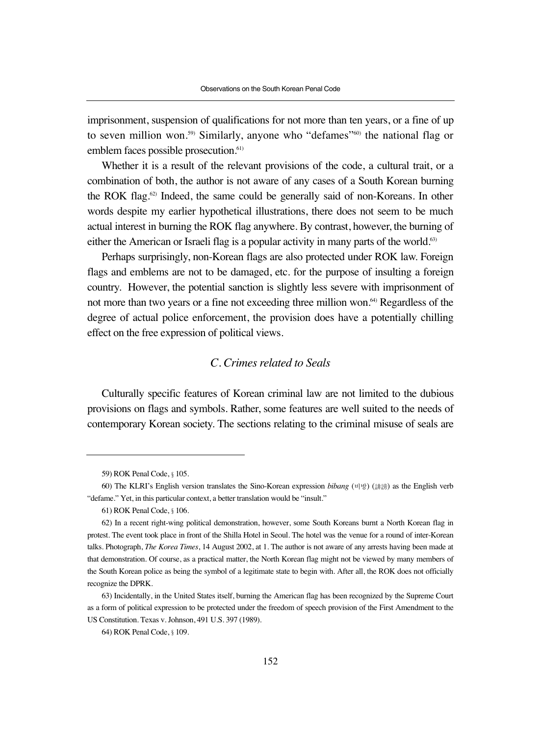imprisonment, suspension of qualifications for not more than ten years, or a fine of up to seven million won.[59] Similarly, anyone who "defames"[60] the national flag or emblem faces possible prosecution.[61]

Whether it is a result of the relevant provisions of the code, a cultural trait, or a combination of both, the author is not aware of any cases of a South Korean burning the ROK flag.[62] Indeed, the same could be generally said of non-Koreans. In other words despite my earlier hypothetical illustrations, there does not seem to be much actual interest in burning the ROK flag anywhere. By contrast, however, the burning of either the American or Israeli flag is a popular activity in many parts of the world.[63]

Perhaps surprisingly, non-Korean flags are also protected under ROK law. Foreign flags and emblems are not to be damaged, etc. for the purpose of insulting a foreign country. However, the potential sanction is slightly less severe with imprisonment of not more than two years or a fine not exceeding three million won.[64] Regardless of the degree of actual police enforcement, the provision does have a potentially chilling effect on the free expression of political views.

### *C. Crimes related to Seals*

Culturally specific features of Korean criminal law are not limited to the dubious provisions on flags and symbols. Rather, some features are well suited to the needs of contemporary Korean society. The sections relating to the criminal misuse of seals are

---

59) ROK Penal Code, § 105.

60) The KLRI's English version translates the Sino-Korean expression *bibang* (비방) (誹謗) as the English verb "defame." Yet, in this particular context, a better translation would be "insult."

61) ROK Penal Code, § 106.

62) In a recent right-wing political demonstration, however, some South Koreans burnt a North Korean flag in protest. The event took place in front of the Shilla Hotel in Seoul. The hotel was the venue for a round of inter-Korean talks. Photograph, *The Korea Times*, 14 August 2002, at 1. The author is not aware of any arrests having been made at that demonstration. Of course, as a practical matter, the North Korean flag might not be viewed by many members of the South Korean police as being the symbol of a legitimate state to begin with. After all, the ROK does not officially recognize the DPRK.

63) Incidentally, in the United States itself, burning the American flag has been recognized by the Supreme Court as a form of political expression to be protected under the freedom of speech provision of the First Amendment to the US Constitution. Texas v. Johnson, 491 U.S. 397 (1989).

64) ROK Penal Code, § 109.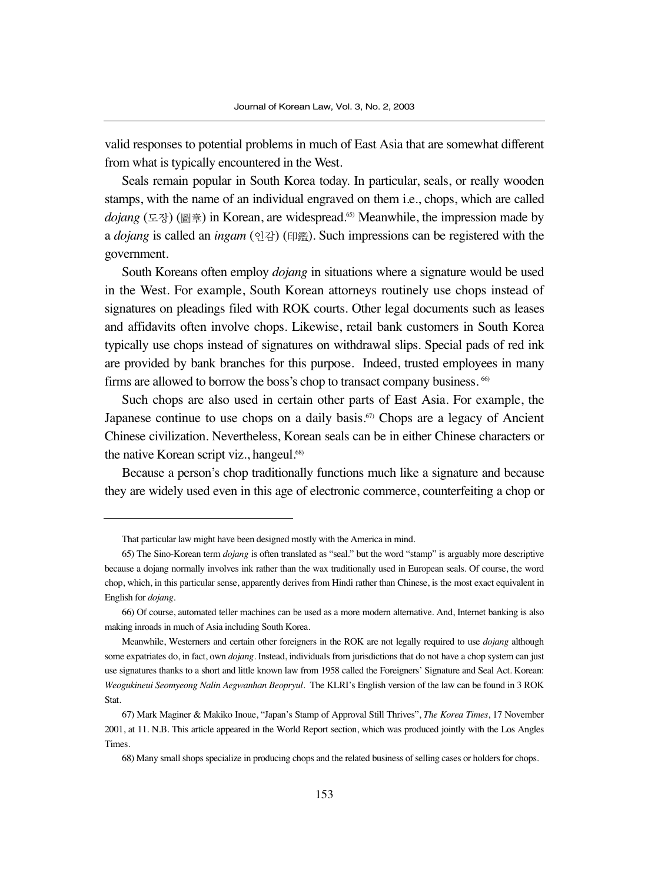valid responses to potential problems in much of East Asia that are somewhat different from what is typically encountered in the West.

Seals remain popular in South Korea today. In particular, seals, or really wooden stamps, with the name of an individual engraved on them i.e., chops, which are called *dojang* (도장) (圖章) in Korean, are widespread.[65] Meanwhile, the impression made by a *dojang* is called an *ingam* (인감) (印鑑). Such impressions can be registered with the government.

South Koreans often employ *dojang* in situations where a signature would be used in the West. For example, South Korean attorneys routinely use chops instead of signatures on pleadings filed with ROK courts. Other legal documents such as leases and affidavits often involve chops. Likewise, retail bank customers in South Korea typically use chops instead of signatures on withdrawal slips. Special pads of red ink are provided by bank branches for this purpose. Indeed, trusted employees in many firms are allowed to borrow the boss's chop to transact company business.[66]

Such chops are also used in certain other parts of East Asia. For example, the Japanese continue to use chops on a daily basis.[67] Chops are a legacy of Ancient Chinese civilization. Nevertheless, Korean seals can be in either Chinese characters or the native Korean script viz., hangeul.[68]

Because a person's chop traditionally functions much like a signature and because they are widely used even in this age of electronic commerce, counterfeiting a chop or

---

That particular law might have been designed mostly with the America in mind.

65) The Sino-Korean term *dojang* is often translated as "seal." but the word "stamp" is arguably more descriptive because a dojang normally involves ink rather than the wax traditionally used in European seals. Of course, the word chop, which, in this particular sense, apparently derives from Hindi rather than Chinese, is the most exact equivalent in English for *dojang*.

66) Of course, automated teller machines can be used as a more modern alternative. And, Internet banking is also making inroads in much of Asia including South Korea.

Meanwhile, Westerners and certain other foreigners in the ROK are not legally required to use *dojang* although some expatriates do, in fact, own *dojang*. Instead, individuals from jurisdictions that do not have a chop system can just use signatures thanks to a short and little known law from 1958 called the Foreigners' Signature and Seal Act. Korean: *Weogukineui Seomyeong Nalin Aegwanhan Beopryul*. The KLRI's English version of the law can be found in 3 ROK Stat.

67) Mark Maginer & Makiko Inoue, "Japan's Stamp of Approval Still Thrives", *The Korea Times*, 17 November 2001, at 11. N.B. This article appeared in the World Report section, which was produced jointly with the Los Angles Times.

68) Many small shops specialize in producing chops and the related business of selling cases or holders for chops.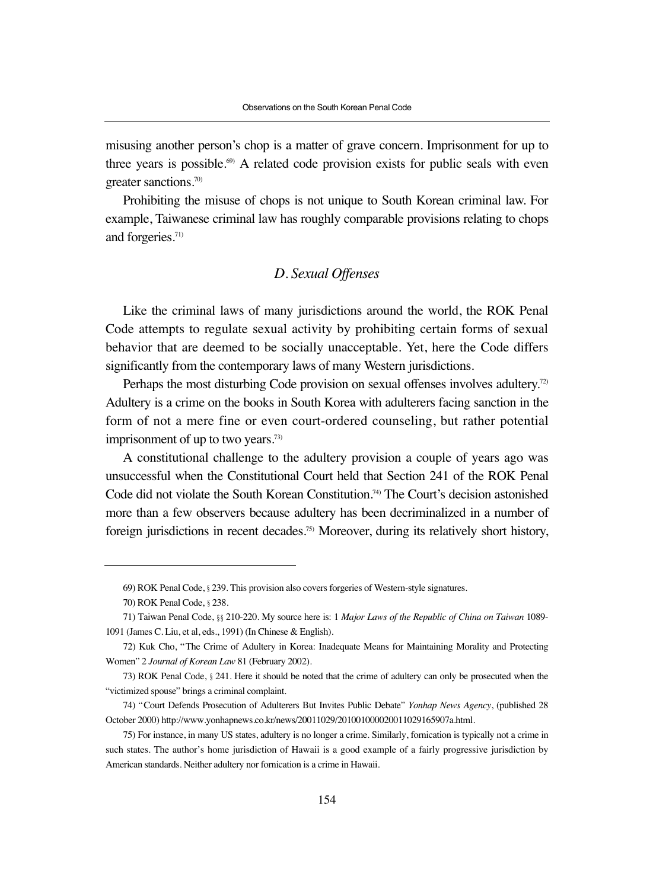misusing another person's chop is a matter of grave concern. Imprisonment for up to three years is possible.[69] A related code provision exists for public seals with even greater sanctions.[70]

Prohibiting the misuse of chops is not unique to South Korean criminal law. For example, Taiwanese criminal law has roughly comparable provisions relating to chops and forgeries.[71]

### *D. Sexual Offenses*

Like the criminal laws of many jurisdictions around the world, the ROK Penal Code attempts to regulate sexual activity by prohibiting certain forms of sexual behavior that are deemed to be socially unacceptable. Yet, here the Code differs significantly from the contemporary laws of many Western jurisdictions.

Perhaps the most disturbing Code provision on sexual offenses involves adultery.[72] Adultery is a crime on the books in South Korea with adulterers facing sanction in the form of not a mere fine or even court-ordered counseling, but rather potential imprisonment of up to two years.[73]

A constitutional challenge to the adultery provision a couple of years ago was unsuccessful when the Constitutional Court held that Section 241 of the ROK Penal Code did not violate the South Korean Constitution.[74] The Court's decision astonished more than a few observers because adultery has been decriminalized in a number of foreign jurisdictions in recent decades.[75] Moreover, during its relatively short history,

---

69) ROK Penal Code, § 239. This provision also covers forgeries of Western-style signatures.

70) ROK Penal Code, § 238.

71) Taiwan Penal Code, §§ 210-220. My source here is: 1 *Major Laws of the Republic of China on Taiwan* 1089-1091 (James C. Liu, et al, eds., 1991) (In Chinese & English).

72) Kuk Cho, "The Crime of Adultery in Korea: Inadequate Means for Maintaining Morality and Protecting Women" 2 *Journal of Korean Law* 81 (February 2002).

73) ROK Penal Code, § 241. Here it should be noted that the crime of adultery can only be prosecuted when the "victimized spouse" brings a criminal complaint.

74) "Court Defends Prosecution of Adulterers But Invites Public Debate" *Yonhap News Agency*, (published 28 October 2000) http://www.yonhapnews.co.kr/news/20011029/201001000020011029165907a.html.

75) For instance, in many US states, adultery is no longer a crime. Similarly, fornication is typically not a crime in such states. The author's home jurisdiction of Hawaii is a good example of a fairly progressive jurisdiction by American standards. Neither adultery nor fornication is a crime in Hawaii.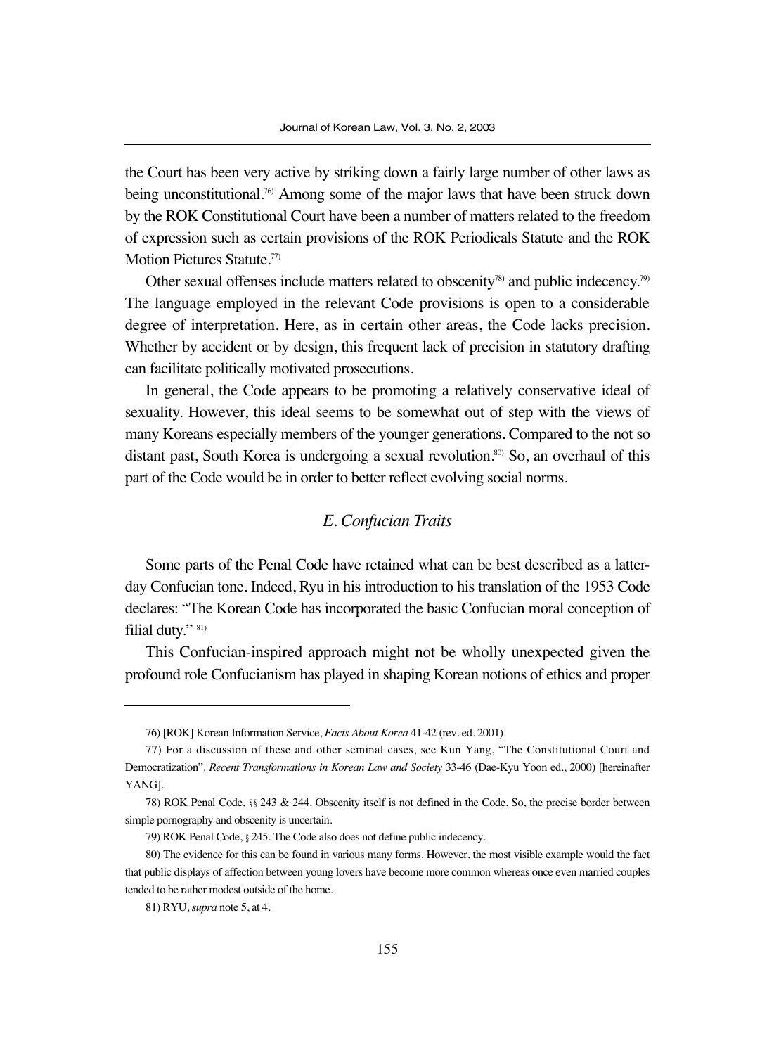the Court has been very active by striking down a fairly large number of other laws as being unconstitutional.[76] Among some of the major laws that have been struck down by the ROK Constitutional Court have been a number of matters related to the freedom of expression such as certain provisions of the ROK Periodicals Statute and the ROK Motion Pictures Statute.[77]

Other sexual offenses include matters related to obscenity[78] and public indecency.[79] The language employed in the relevant Code provisions is open to a considerable degree of interpretation. Here, as in certain other areas, the Code lacks precision. Whether by accident or by design, this frequent lack of precision in statutory drafting can facilitate politically motivated prosecutions.

In general, the Code appears to be promoting a relatively conservative ideal of sexuality. However, this ideal seems to be somewhat out of step with the views of many Koreans especially members of the younger generations. Compared to the not so distant past, South Korea is undergoing a sexual revolution.[80] So, an overhaul of this part of the Code would be in order to better reflect evolving social norms.

### *E. Confucian Traits*

Some parts of the Penal Code have retained what can be best described as a latter-day Confucian tone. Indeed, Ryu in his introduction to his translation of the 1953 Code declares: "The Korean Code has incorporated the basic Confucian moral conception of filial duty." [81]

This Confucian-inspired approach might not be wholly unexpected given the profound role Confucianism has played in shaping Korean notions of ethics and proper

---

76) [ROK] Korean Information Service, *Facts About Korea* 41-42 (rev. ed. 2001).

77) For a discussion of these and other seminal cases, see Kun Yang, "The Constitutional Court and Democratization", *Recent Transformations in Korean Law and Society* 33-46 (Dae-Kyu Yoon ed., 2000) [hereinafter YANG].

78) ROK Penal Code, §§ 243 & 244. Obscenity itself is not defined in the Code. So, the precise border between simple pornography and obscenity is uncertain.

79) ROK Penal Code, § 245. The Code also does not define public indecency.

80) The evidence for this can be found in various many forms. However, the most visible example would the fact that public displays of affection between young lovers have become more common whereas once even married couples tended to be rather modest outside of the home.

81) RYU, *supra* note 5, at 4.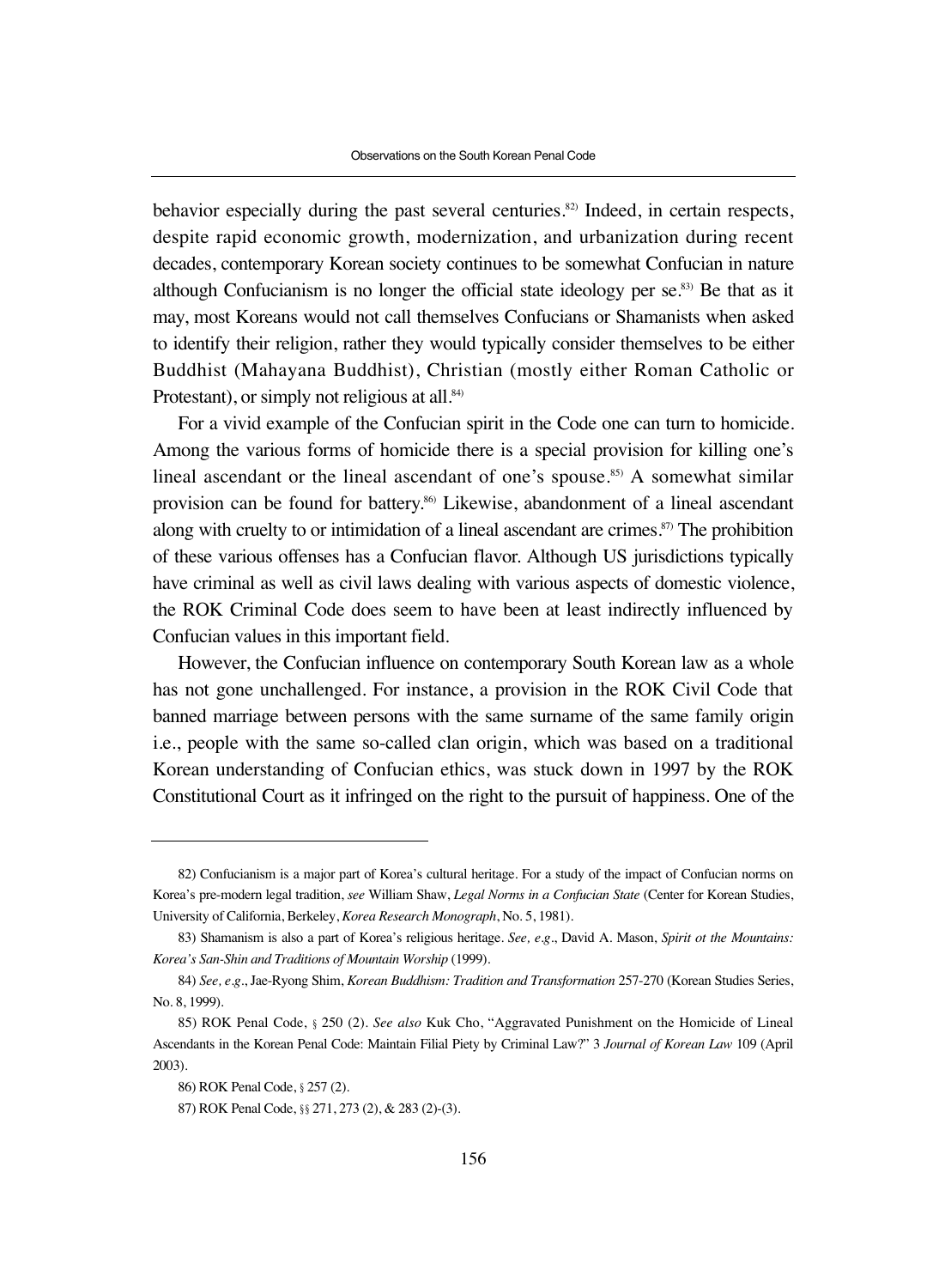behavior especially during the past several centuries.[82] Indeed, in certain respects, despite rapid economic growth, modernization, and urbanization during recent decades, contemporary Korean society continues to be somewhat Confucian in nature although Confucianism is no longer the official state ideology per se.[83] Be that as it may, most Koreans would not call themselves Confucians or Shamanists when asked to identify their religion, rather they would typically consider themselves to be either Buddhist (Mahayana Buddhist), Christian (mostly either Roman Catholic or Protestant), or simply not religious at all.[84]

For a vivid example of the Confucian spirit in the Code one can turn to homicide. Among the various forms of homicide there is a special provision for killing one's lineal ascendant or the lineal ascendant of one's spouse.[85] A somewhat similar provision can be found for battery.[86] Likewise, abandonment of a lineal ascendant along with cruelty to or intimidation of a lineal ascendant are crimes.[87] The prohibition of these various offenses has a Confucian flavor. Although US jurisdictions typically have criminal as well as civil laws dealing with various aspects of domestic violence, the ROK Criminal Code does seem to have been at least indirectly influenced by Confucian values in this important field.

However, the Confucian influence on contemporary South Korean law as a whole has not gone unchallenged. For instance, a provision in the ROK Civil Code that banned marriage between persons with the same surname of the same family origin i.e., people with the same so-called clan origin, which was based on a traditional Korean understanding of Confucian ethics, was stuck down in 1997 by the ROK Constitutional Court as it infringed on the right to the pursuit of happiness. One of the

---

82) Confucianism is a major part of Korea's cultural heritage. For a study of the impact of Confucian norms on Korea's pre-modern legal tradition, *see* William Shaw, *Legal Norms in a Confucian State* (Center for Korean Studies, University of California, Berkeley, *Korea Research Monograph*, No. 5, 1981).

83) Shamanism is also a part of Korea's religious heritage. *See, e.g.*, David A. Mason, *Spirit ot the Mountains: Korea's San-Shin and Traditions of Mountain Worship* (1999).

84) *See, e.g.*, Jae-Ryong Shim, *Korean Buddhism: Tradition and Transformation* 257-270 (Korean Studies Series, No. 8, 1999).

85) ROK Penal Code, § 250 (2). *See also* Kuk Cho, "Aggravated Punishment on the Homicide of Lineal Ascendants in the Korean Penal Code: Maintain Filial Piety by Criminal Law?" 3 *Journal of Korean Law* 109 (April 2003).

86) ROK Penal Code, § 257 (2).

87) ROK Penal Code, §§ 271, 273 (2), & 283 (2)-(3).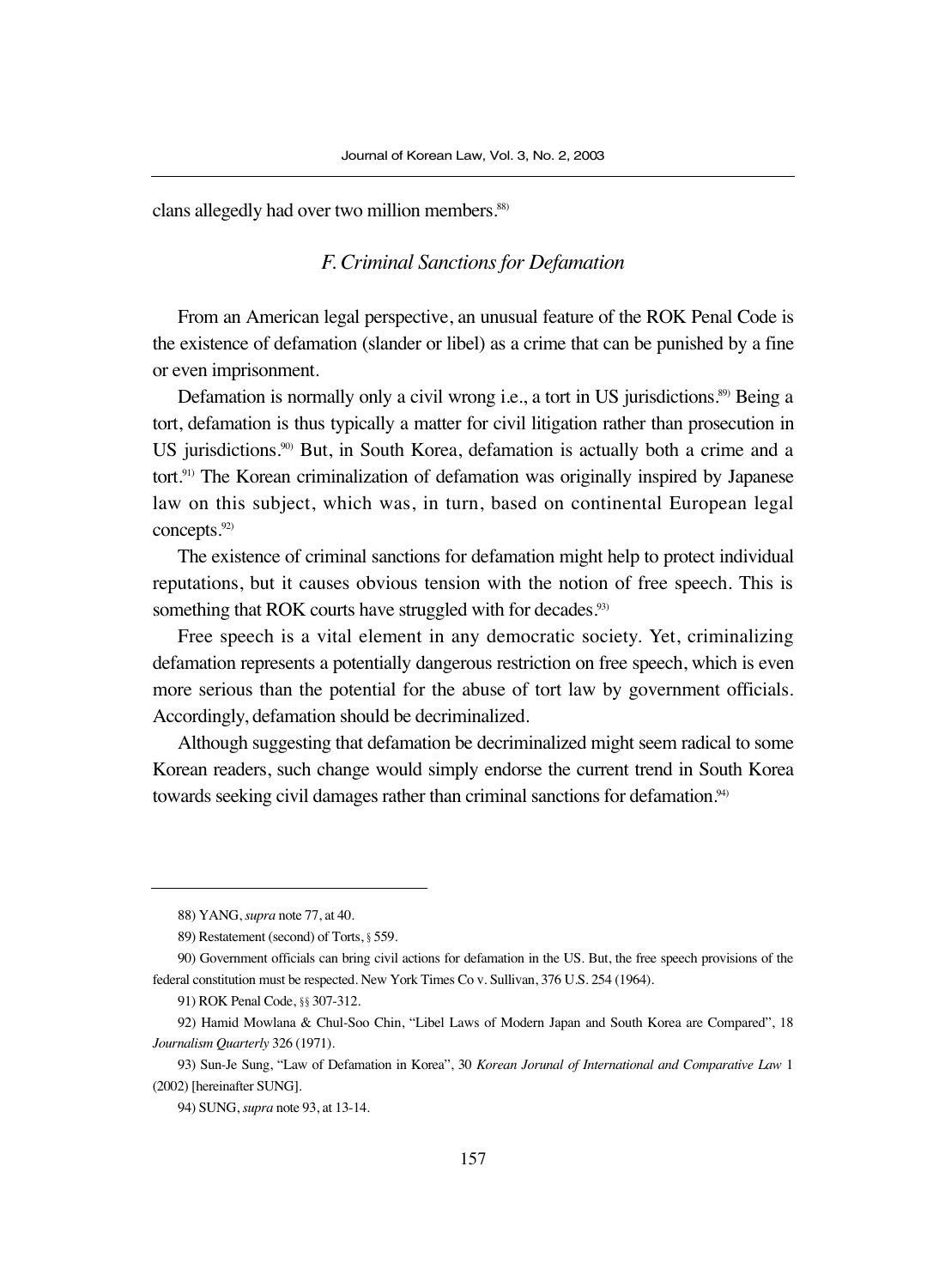clans allegedly had over two million members.[88)]

### *F. Criminal Sanctions for Defamation*

From an American legal perspective, an unusual feature of the ROK Penal Code is the existence of defamation (slander or libel) as a crime that can be punished by a fine or even imprisonment.

Defamation is normally only a civil wrong i.e., a tort in US jurisdictions.[89)] Being a tort, defamation is thus typically a matter for civil litigation rather than prosecution in US jurisdictions.[90)] But, in South Korea, defamation is actually both a crime and a tort.[91)] The Korean criminalization of defamation was originally inspired by Japanese law on this subject, which was, in turn, based on continental European legal concepts.[92)]

The existence of criminal sanctions for defamation might help to protect individual reputations, but it causes obvious tension with the notion of free speech. This is something that ROK courts have struggled with for decades.[93)]

Free speech is a vital element in any democratic society. Yet, criminalizing defamation represents a potentially dangerous restriction on free speech, which is even more serious than the potential for the abuse of tort law by government officials. Accordingly, defamation should be decriminalized.

Although suggesting that defamation be decriminalized might seem radical to some Korean readers, such change would simply endorse the current trend in South Korea towards seeking civil damages rather than criminal sanctions for defamation.[94)]

---

88) YANG, *supra* note 77, at 40.

89) Restatement (second) of Torts, § 559.

90) Government officials can bring civil actions for defamation in the US. But, the free speech provisions of the federal constitution must be respected. New York Times Co v. Sullivan, 376 U.S. 254 (1964).

91) ROK Penal Code, §§ 307-312.

92) Hamid Mowlana & Chul-Soo Chin, "Libel Laws of Modern Japan and South Korea are Compared", 18 *Journalism Quarterly* 326 (1971).

93) Sun-Je Sung, "Law of Defamation in Korea", 30 *Korean Jorunal of International and Comparative Law* 1 (2002) [hereinafter SUNG].

94) SUNG, *supra* note 93, at 13-14.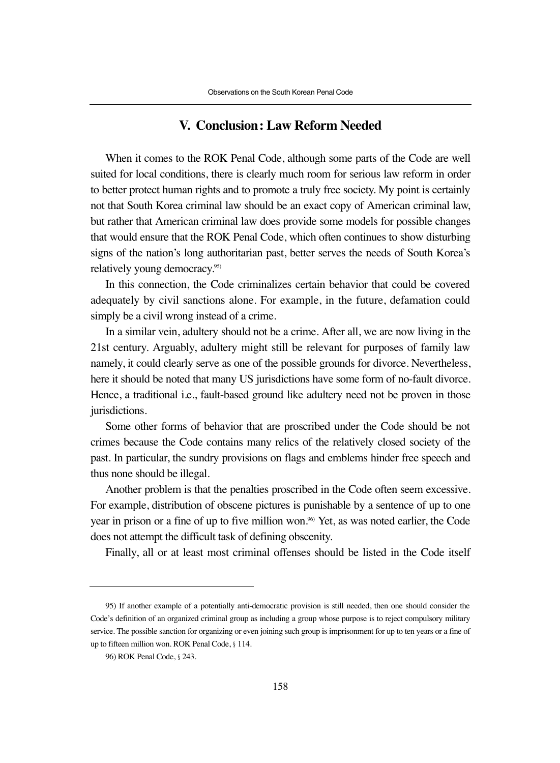## V. Conclusion: Law Reform Needed

When it comes to the ROK Penal Code, although some parts of the Code are well suited for local conditions, there is clearly much room for serious law reform in order to better protect human rights and to promote a truly free society. My point is certainly not that South Korea criminal law should be an exact copy of American criminal law, but rather that American criminal law does provide some models for possible changes that would ensure that the ROK Penal Code, which often continues to show disturbing signs of the nation's long authoritarian past, better serves the needs of South Korea's relatively young democracy.[95]

In this connection, the Code criminalizes certain behavior that could be covered adequately by civil sanctions alone. For example, in the future, defamation could simply be a civil wrong instead of a crime.

In a similar vein, adultery should not be a crime. After all, we are now living in the 21st century. Arguably, adultery might still be relevant for purposes of family law namely, it could clearly serve as one of the possible grounds for divorce. Nevertheless, here it should be noted that many US jurisdictions have some form of no-fault divorce. Hence, a traditional i.e., fault-based ground like adultery need not be proven in those jurisdictions.

Some other forms of behavior that are proscribed under the Code should be not crimes because the Code contains many relics of the relatively closed society of the past. In particular, the sundry provisions on flags and emblems hinder free speech and thus none should be illegal.

Another problem is that the penalties proscribed in the Code often seem excessive. For example, distribution of obscene pictures is punishable by a sentence of up to one year in prison or a fine of up to five million won.[96] Yet, as was noted earlier, the Code does not attempt the difficult task of defining obscenity.

Finally, all or at least most criminal offenses should be listed in the Code itself

---

95) If another example of a potentially anti-democratic provision is still needed, then one should consider the Code's definition of an organized criminal group as including a group whose purpose is to reject compulsory military service. The possible sanction for organizing or even joining such group is imprisonment for up to ten years or a fine of up to fifteen million won. ROK Penal Code, § 114.

96) ROK Penal Code, § 243.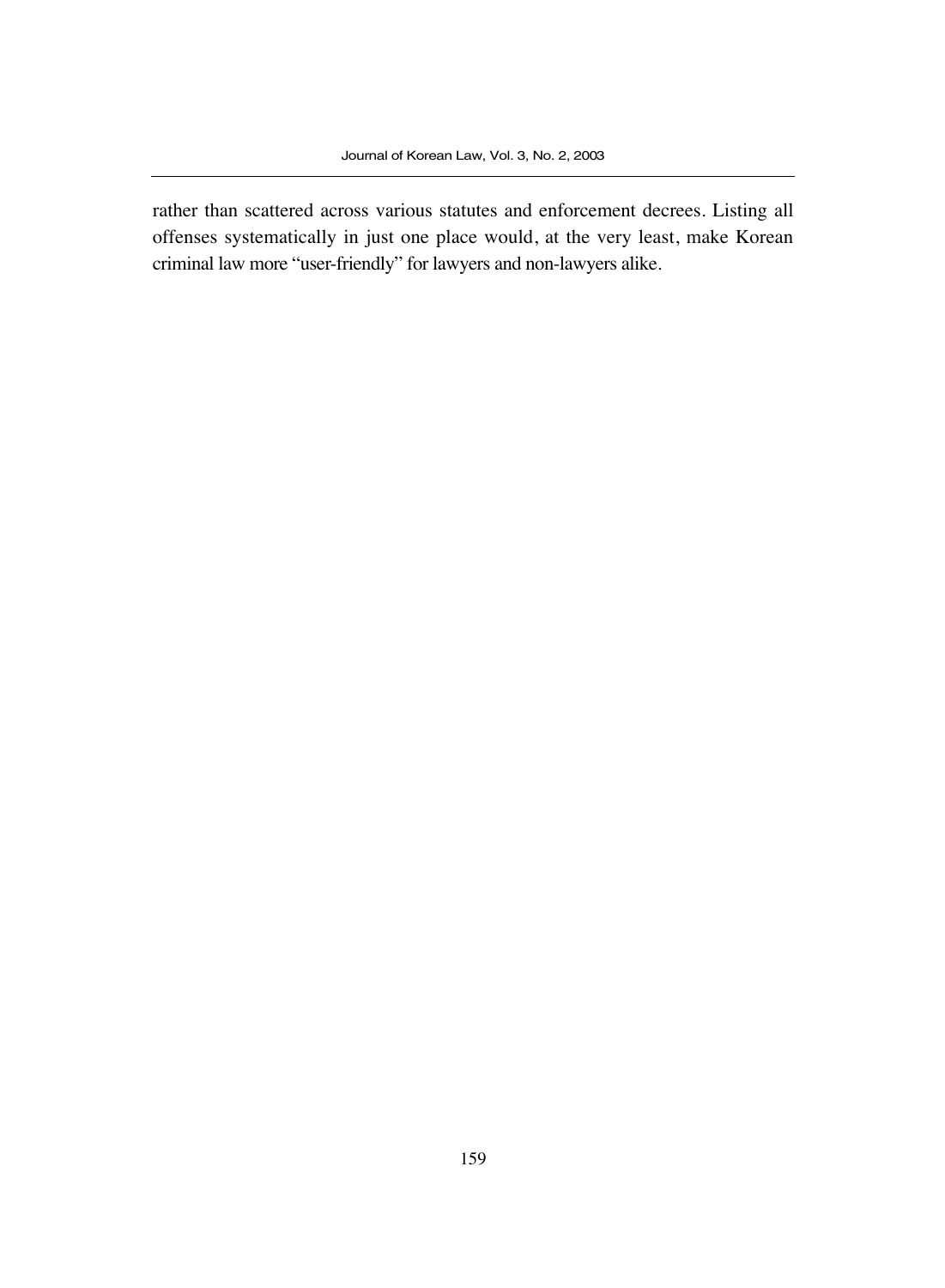rather than scattered across various statutes and enforcement decrees. Listing all offenses systematically in just one place would, at the very least, make Korean criminal law more "user-friendly" for lawyers and non-lawyers alike.